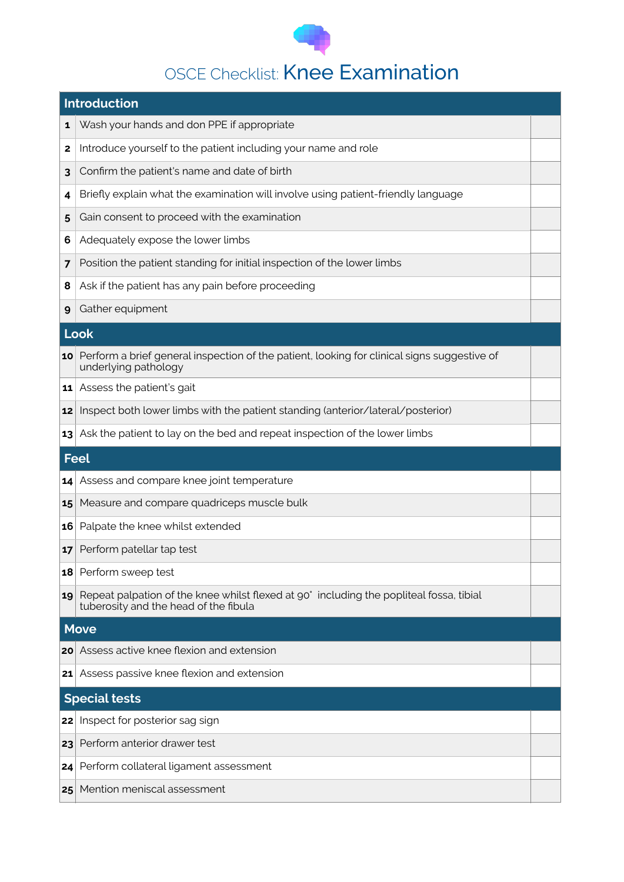# OSCE Checklist: Knee Examination

| # | Introduction | |
|---|---|---|
| 1 | Wash your hands and don PPE if appropriate | |
| 2 | Introduce yourself to the patient including your name and role | |
| 3 | Confirm the patient's name and date of birth | |
| 4 | Briefly explain what the examination will involve using patient-friendly language | |
| 5 | Gain consent to proceed with the examination | |
| 6 | Adequately expose the lower limbs | |
| 7 | Position the patient standing for initial inspection of the lower limbs | |
| 8 | Ask if the patient has any pain before proceeding | |
| 9 | Gather equipment | |
| | **Look** | |
| 10 | Perform a brief general inspection of the patient, looking for clinical signs suggestive of underlying pathology | |
| 11 | Assess the patient's gait | |
| 12 | Inspect both lower limbs with the patient standing (anterior/lateral/posterior) | |
| 13 | Ask the patient to lay on the bed and repeat inspection of the lower limbs | |
| | **Feel** | |
| 14 | Assess and compare knee joint temperature | |
| 15 | Measure and compare quadriceps muscle bulk | |
| 16 | Palpate the knee whilst extended | |
| 17 | Perform patellar tap test | |
| 18 | Perform sweep test | |
| 19 | Repeat palpation of the knee whilst flexed at 90° including the popliteal fossa, tibial tuberosity and the head of the fibula | |
| | **Move** | |
| 20 | Assess active knee flexion and extension | |
| 21 | Assess passive knee flexion and extension | |
| | **Special tests** | |
| 22 | Inspect for posterior sag sign | |
| 23 | Perform anterior drawer test | |
| 24 | Perform collateral ligament assessment | |
| 25 | Mention meniscal assessment | |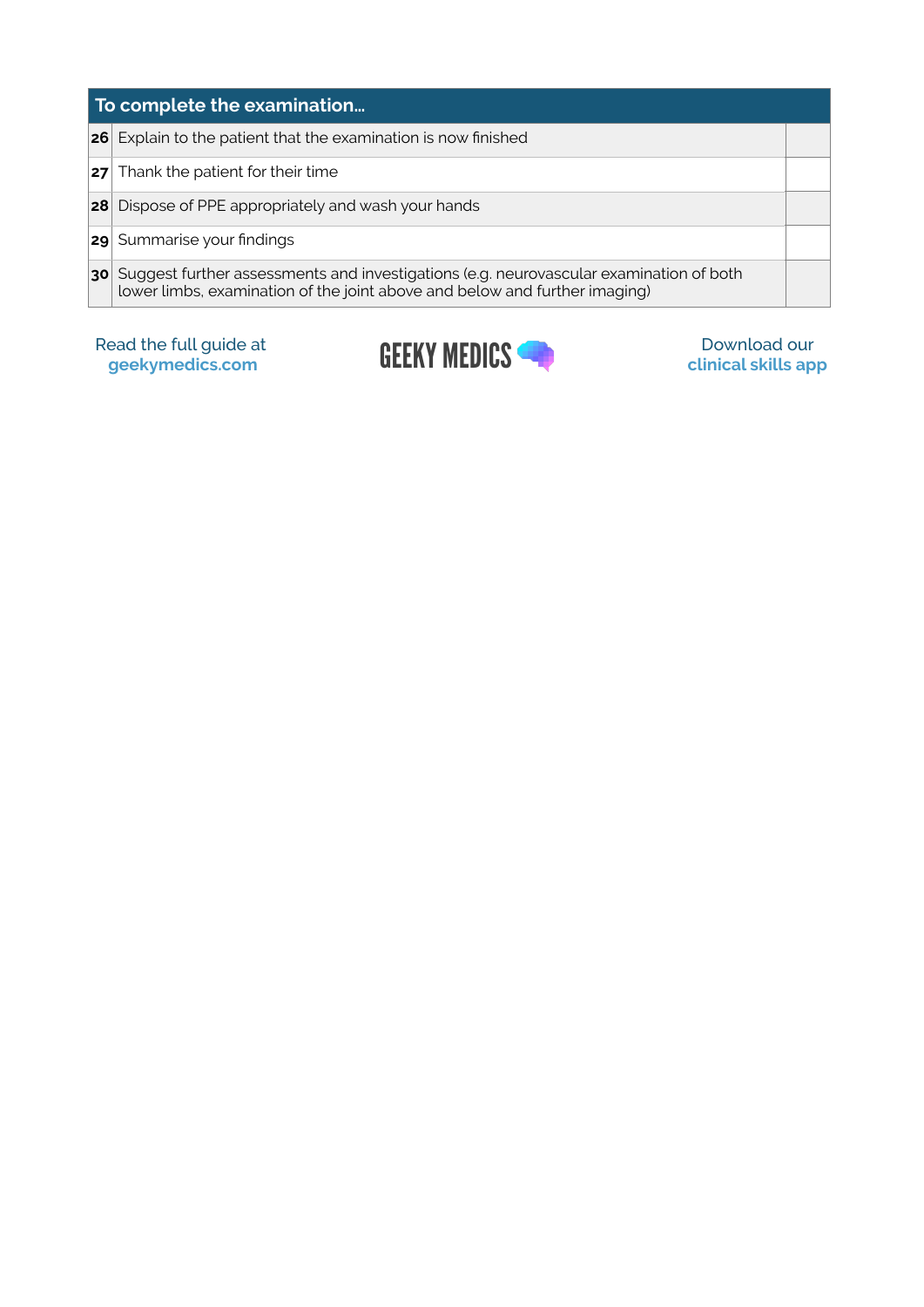| To complete the examination... | | |
|---|---|---|
| **26** | Explain to the patient that the examination is now finished | |
| **27** | Thank the patient for their time | |
| **28** | Dispose of PPE appropriately and wash your hands | |
| **29** | Summarise your findings | |
| **30** | Suggest further assessments and investigations (e.g. neurovascular examination of both lower limbs, examination of the joint above and below and further imaging) | |

Read the full guide at **geekymedics.com**

GEEKY MEDICS

Download our **clinical skills app**